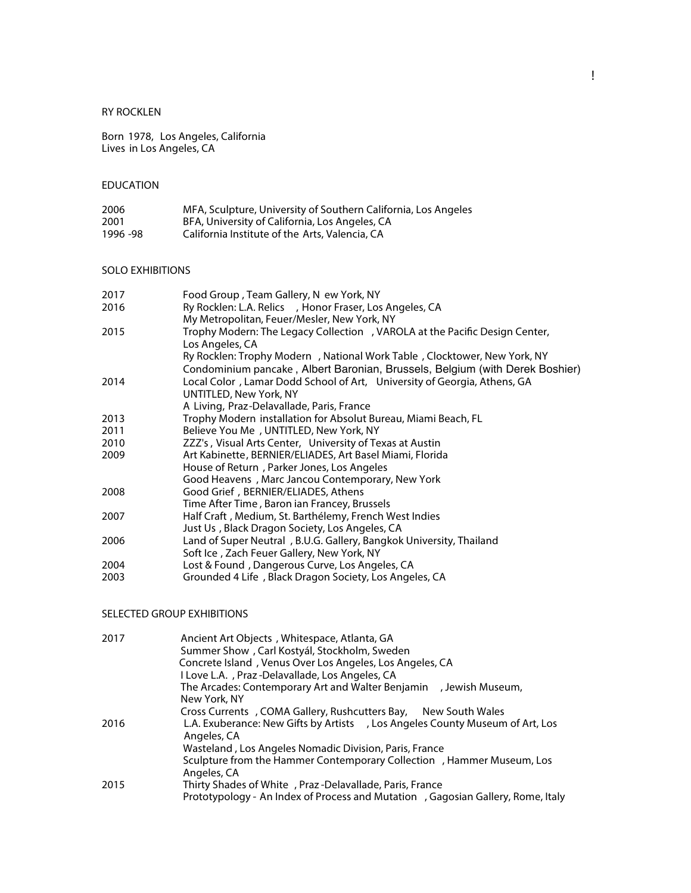# RY ROCKLEN

Born 1978, Los Angeles, California
Lives in Los Angeles, CA

## EDUCATION

| | |
|---|---|
| 2006 | MFA, Sculpture, University of Southern California, Los Angeles |
| 2001 | BFA, University of California, Los Angeles, CA |
| 1996 -98 | California Institute of the Arts, Valencia, CA |

## SOLO EXHIBITIONS

| | |
|---|---|
| 2017 | Food Group , Team Gallery, New York, NY |
| 2016 | Ry Rocklen: L.A. Relics , Honor Fraser, Los Angeles, CA |
| | My Metropolitan, Feuer/Mesler, New York, NY |
| 2015 | Trophy Modern: The Legacy Collection , VAROLA at the Pacific Design Center, Los Angeles, CA |
| | Ry Rocklen: Trophy Modern , National Work Table , Clocktower, New York, NY |
| | Condominium pancake , Albert Baronian, Brussels, Belgium (with Derek Boshier) |
| 2014 | Local Color , Lamar Dodd School of Art, University of Georgia, Athens, GA |
| | UNTITLED, New York, NY |
| | A Living, Praz-Delavallade, Paris, France |
| 2013 | Trophy Modern installation for Absolut Bureau, Miami Beach, FL |
| 2011 | Believe You Me , UNTITLED, New York, NY |
| 2010 | ZZZ's , Visual Arts Center, University of Texas at Austin |
| 2009 | Art Kabinette, BERNIER/ELIADES, Art Basel Miami, Florida |
| | House of Return , Parker Jones, Los Angeles |
| | Good Heavens , Marc Jancou Contemporary, New York |
| 2008 | Good Grief , BERNIER/ELIADES, Athens |
| | Time After Time , Baron ian Francey, Brussels |
| 2007 | Half Craft , Medium, St. Barthélemy, French West Indies |
| | Just Us , Black Dragon Society, Los Angeles, CA |
| 2006 | Land of Super Neutral , B.U.G. Gallery, Bangkok University, Thailand |
| | Soft Ice , Zach Feuer Gallery, New York, NY |
| 2004 | Lost & Found , Dangerous Curve, Los Angeles, CA |
| 2003 | Grounded 4 Life , Black Dragon Society, Los Angeles, CA |

## SELECTED GROUP EXHIBITIONS

| | |
|---|---|
| 2017 | Ancient Art Objects , Whitespace, Atlanta, GA |
| | Summer Show , Carl Kostyál, Stockholm, Sweden |
| | Concrete Island , Venus Over Los Angeles, Los Angeles, CA |
| | I Love L.A. , Praz-Delavallade, Los Angeles, CA |
| | The Arcades: Contemporary Art and Walter Benjamin , Jewish Museum, New York, NY |
| | Cross Currents , COMA Gallery, Rushcutters Bay, New South Wales |
| 2016 | L.A. Exuberance: New Gifts by Artists , Los Angeles County Museum of Art, Los Angeles, CA |
| | Wasteland , Los Angeles Nomadic Division, Paris, France |
| | Sculpture from the Hammer Contemporary Collection , Hammer Museum, Los Angeles, CA |
| 2015 | Thirty Shades of White , Praz-Delavallade, Paris, France |
| | Prototypology - An Index of Process and Mutation , Gagosian Gallery, Rome, Italy |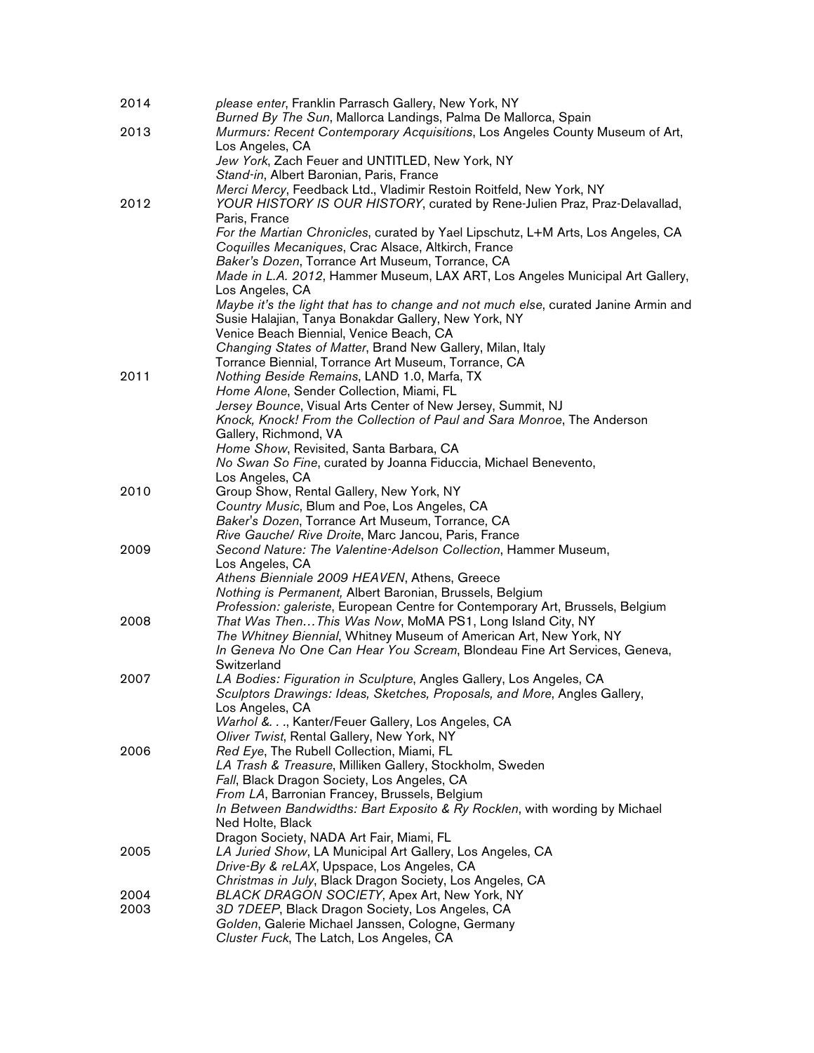2014 — *please enter*, Franklin Parrasch Gallery, New York, NY
*Burned By The Sun*, Mallorca Landings, Palma De Mallorca, Spain

2013 — *Murmurs: Recent Contemporary Acquisitions*, Los Angeles County Museum of Art, Los Angeles, CA
*Jew York*, Zach Feuer and UNTITLED, New York, NY
*Stand-in*, Albert Baronian, Paris, France
*Merci Mercy*, Feedback Ltd., Vladimir Restoin Roitfeld, New York, NY

2012 — *YOUR HISTORY IS OUR HISTORY*, curated by Rene-Julien Praz, Praz-Delavallad, Paris, France
*For the Martian Chronicles*, curated by Yael Lipschutz, L+M Arts, Los Angeles, CA
*Coquilles Mecaniques*, Crac Alsace, Altkirch, France
*Baker's Dozen*, Torrance Art Museum, Torrance, CA
*Made in L.A. 2012*, Hammer Museum, LAX ART, Los Angeles Municipal Art Gallery, Los Angeles, CA
*Maybe it's the light that has to change and not much else*, curated Janine Armin and Susie Halajian, Tanya Bonakdar Gallery, New York, NY
Venice Beach Biennial, Venice Beach, CA
*Changing States of Matter*, Brand New Gallery, Milan, Italy
Torrance Biennial, Torrance Art Museum, Torrance, CA

2011 — *Nothing Beside Remains*, LAND 1.0, Marfa, TX
*Home Alone*, Sender Collection, Miami, FL
*Jersey Bounce*, Visual Arts Center of New Jersey, Summit, NJ
*Knock, Knock! From the Collection of Paul and Sara Monroe*, The Anderson Gallery, Richmond, VA
*Home Show*, Revisited, Santa Barbara, CA
*No Swan So Fine*, curated by Joanna Fiduccia, Michael Benevento, Los Angeles, CA

2010 — Group Show, Rental Gallery, New York, NY
*Country Music*, Blum and Poe, Los Angeles, CA
*Baker's Dozen*, Torrance Art Museum, Torrance, CA
*Rive Gauche/ Rive Droite*, Marc Jancou, Paris, France

2009 — *Second Nature: The Valentine-Adelson Collection*, Hammer Museum, Los Angeles, CA
*Athens Bienniale 2009 HEAVEN*, Athens, Greece
*Nothing is Permanent,* Albert Baronian, Brussels, Belgium
*Profession: galeriste*, European Centre for Contemporary Art, Brussels, Belgium

2008 — *That Was Then…This Was Now*, MoMA PS1, Long Island City, NY
*The Whitney Biennial*, Whitney Museum of American Art, New York, NY
*In Geneva No One Can Hear You Scream*, Blondeau Fine Art Services, Geneva, Switzerland

2007 — *LA Bodies: Figuration in Sculpture*, Angles Gallery, Los Angeles, CA
*Sculptors Drawings: Ideas, Sketches, Proposals, and More*, Angles Gallery, Los Angeles, CA
*Warhol &. . .*, Kanter/Feuer Gallery, Los Angeles, CA
*Oliver Twist*, Rental Gallery, New York, NY

2006 — *Red Eye*, The Rubell Collection, Miami, FL
*LA Trash & Treasure*, Milliken Gallery, Stockholm, Sweden
*Fall*, Black Dragon Society, Los Angeles, CA
*From LA*, Barronian Francey, Brussels, Belgium
*In Between Bandwidths: Bart Exposito & Ry Rocklen*, with wording by Michael Ned Holte, Black Dragon Society, NADA Art Fair, Miami, FL

2005 — *LA Juried Show*, LA Municipal Art Gallery, Los Angeles, CA
*Drive-By & reLAX*, Upspace, Los Angeles, CA
*Christmas in July*, Black Dragon Society, Los Angeles, CA

2004 — *BLACK DRAGON SOCIETY*, Apex Art, New York, NY

2003 — *3D 7DEEP*, Black Dragon Society, Los Angeles, CA
*Golden*, Galerie Michael Janssen, Cologne, Germany
*Cluster Fuck*, The Latch, Los Angeles, CA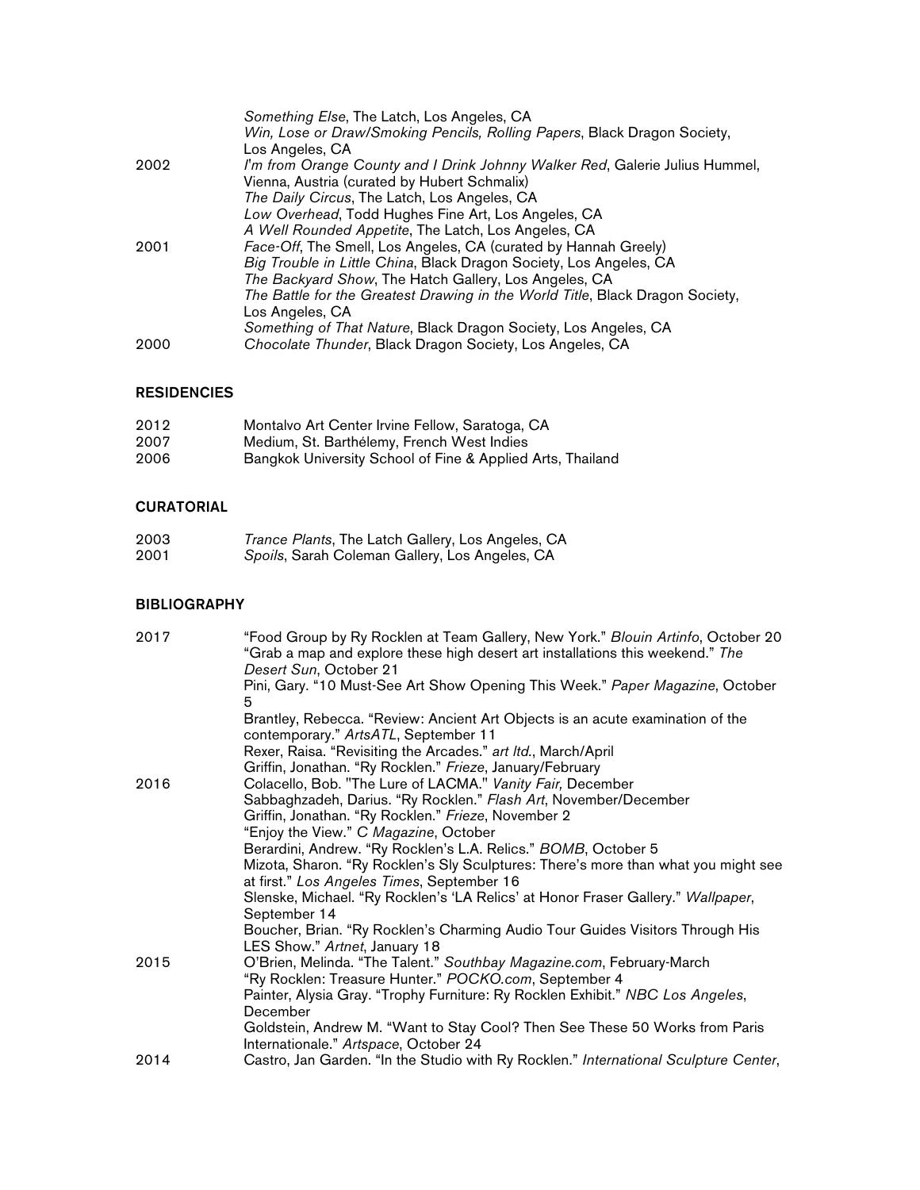*Something Else*, The Latch, Los Angeles, CA
*Win, Lose or Draw/Smoking Pencils, Rolling Papers*, Black Dragon Society, Los Angeles, CA

2002 *I'm from Orange County and I Drink Johnny Walker Red*, Galerie Julius Hummel, Vienna, Austria (curated by Hubert Schmalix)
*The Daily Circus*, The Latch, Los Angeles, CA
*Low Overhead*, Todd Hughes Fine Art, Los Angeles, CA
*A Well Rounded Appetite*, The Latch, Los Angeles, CA

2001 *Face-Off*, The Smell, Los Angeles, CA (curated by Hannah Greely)
*Big Trouble in Little China*, Black Dragon Society, Los Angeles, CA
*The Backyard Show*, The Hatch Gallery, Los Angeles, CA
*The Battle for the Greatest Drawing in the World Title*, Black Dragon Society, Los Angeles, CA
*Something of That Nature*, Black Dragon Society, Los Angeles, CA

2000 *Chocolate Thunder*, Black Dragon Society, Los Angeles, CA

## RESIDENCIES

2012 Montalvo Art Center Irvine Fellow, Saratoga, CA
2007 Medium, St. Barthélemy, French West Indies
2006 Bangkok University School of Fine & Applied Arts, Thailand

## CURATORIAL

2003 *Trance Plants,* The Latch Gallery, Los Angeles, CA
2001 *Spoils*, Sarah Coleman Gallery, Los Angeles, CA

## BIBLIOGRAPHY

2017 "Food Group by Ry Rocklen at Team Gallery, New York." *Blouin Artinfo*, October 20
"Grab a map and explore these high desert art installations this weekend." *The Desert Sun*, October 21
Pini, Gary. "10 Must-See Art Show Opening This Week." *Paper Magazine*, October 5
Brantley, Rebecca. "Review: Ancient Art Objects is an acute examination of the contemporary." *ArtsATL*, September 11
Rexer, Raisa. "Revisiting the Arcades." *art ltd.*, March/April
Griffin, Jonathan. "Ry Rocklen." *Frieze*, January/February

2016 Colacello, Bob. "The Lure of LACMA." *Vanity Fair,* December
Sabbaghzadeh, Darius. "Ry Rocklen." *Flash Art*, November/December
Griffin, Jonathan. "Ry Rocklen." *Frieze*, November 2
"Enjoy the View." *C Magazine*, October
Berardini, Andrew. "Ry Rocklen's L.A. Relics." *BOMB*, October 5
Mizota, Sharon. "Ry Rocklen's Sly Sculptures: There's more than what you might see at first." *Los Angeles Times*, September 16
Slenske, Michael. "Ry Rocklen's 'LA Relics' at Honor Fraser Gallery." *Wallpaper*, September 14
Boucher, Brian. "Ry Rocklen's Charming Audio Tour Guides Visitors Through His LES Show." *Artnet*, January 18

2015 O'Brien, Melinda. "The Talent." *Southbay Magazine.com*, February-March
"Ry Rocklen: Treasure Hunter." *POCKO.com*, September 4
Painter, Alysia Gray. "Trophy Furniture: Ry Rocklen Exhibit." *NBC Los Angeles*, December
Goldstein, Andrew M. "Want to Stay Cool? Then See These 50 Works from Paris Internationale." *Artspace*, October 24

2014 Castro, Jan Garden. "In the Studio with Ry Rocklen." *International Sculpture Center*,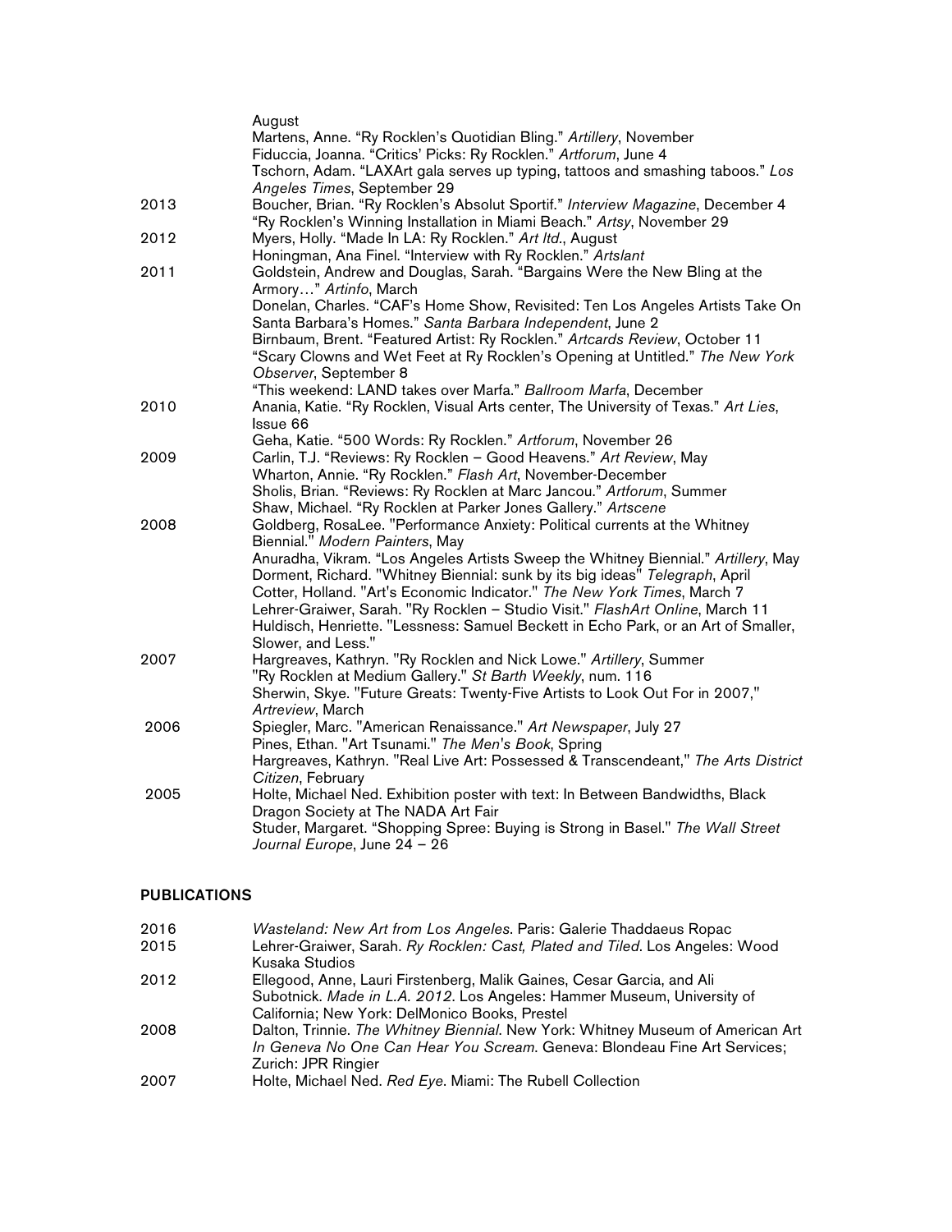| | |
|---|---|
| | August |
| | Martens, Anne. "Ry Rocklen's Quotidian Bling." *Artillery*, November |
| | Fiduccia, Joanna. "Critics' Picks: Ry Rocklen." *Artforum*, June 4 |
| | Tschorn, Adam. "LAXArt gala serves up typing, tattoos and smashing taboos." *Los Angeles Times*, September 29 |
| 2013 | Boucher, Brian. "Ry Rocklen's Absolut Sportif." *Interview Magazine*, December 4 |
| | "Ry Rocklen's Winning Installation in Miami Beach." *Artsy*, November 29 |
| 2012 | Myers, Holly. "Made In LA: Ry Rocklen." *Art ltd.*, August |
| | Honingman, Ana Finel. "Interview with Ry Rocklen." *Artslant* |
| 2011 | Goldstein, Andrew and Douglas, Sarah. "Bargains Were the New Bling at the Armory…" *Artinfo*, March |
| | Donelan, Charles. "CAF's Home Show, Revisited: Ten Los Angeles Artists Take On Santa Barbara's Homes." *Santa Barbara Independent*, June 2 |
| | Birnbaum, Brent. "Featured Artist: Ry Rocklen." *Artcards Review*, October 11 |
| | "Scary Clowns and Wet Feet at Ry Rocklen's Opening at Untitled." *The New York Observer*, September 8 |
| | "This weekend: LAND takes over Marfa." *Ballroom Marfa*, December |
| 2010 | Anania, Katie. "Ry Rocklen, Visual Arts center, The University of Texas." *Art Lies*, Issue 66 |
| | Geha, Katie. "500 Words: Ry Rocklen." *Artforum*, November 26 |
| 2009 | Carlin, T.J. "Reviews: Ry Rocklen – Good Heavens." *Art Review*, May |
| | Wharton, Annie. "Ry Rocklen." *Flash Art*, November-December |
| | Sholis, Brian. "Reviews: Ry Rocklen at Marc Jancou." *Artforum*, Summer |
| | Shaw, Michael. "Ry Rocklen at Parker Jones Gallery." *Artscene* |
| 2008 | Goldberg, RosaLee. "Performance Anxiety: Political currents at the Whitney Biennial." *Modern Painters*, May |
| | Anuradha, Vikram. "Los Angeles Artists Sweep the Whitney Biennial." *Artillery*, May |
| | Dorment, Richard. "Whitney Biennial: sunk by its big ideas" *Telegraph*, April |
| | Cotter, Holland. "Art's Economic Indicator." *The New York Times*, March 7 |
| | Lehrer-Graiwer, Sarah. "Ry Rocklen – Studio Visit." *FlashArt Online*, March 11 |
| | Huldisch, Henriette. "Lessness: Samuel Beckett in Echo Park, or an Art of Smaller, Slower, and Less." |
| 2007 | Hargreaves, Kathryn. "Ry Rocklen and Nick Lowe." *Artillery*, Summer |
| | "Ry Rocklen at Medium Gallery." *St Barth Weekly*, num. 116 |
| | Sherwin, Skye. "Future Greats: Twenty-Five Artists to Look Out For in 2007," *Artreview*, March |
| 2006 | Spiegler, Marc. "American Renaissance." *Art Newspaper*, July 27 |
| | Pines, Ethan. "Art Tsunami." *The Men's Book*, Spring |
| | Hargreaves, Kathryn. "Real Live Art: Possessed & Transcendeant," *The Arts District Citizen*, February |
| 2005 | Holte, Michael Ned. Exhibition poster with text: In Between Bandwidths, Black Dragon Society at The NADA Art Fair |
| | Studer, Margaret. "Shopping Spree: Buying is Strong in Basel." *The Wall Street Journal Europe*, June 24 – 26 |

## PUBLICATIONS

| | |
|---|---|
| 2016 | *Wasteland: New Art from Los Angeles*. Paris: Galerie Thaddaeus Ropac |
| 2015 | Lehrer-Graiwer, Sarah. *Ry Rocklen: Cast, Plated and Tiled*. Los Angeles: Wood Kusaka Studios |
| 2012 | Ellegood, Anne, Lauri Firstenberg, Malik Gaines, Cesar Garcia, and Ali Subotnick. *Made in L.A. 2012*. Los Angeles: Hammer Museum, University of California; New York: DelMonico Books, Prestel |
| 2008 | Dalton, Trinnie. *The Whitney Biennial*. New York: Whitney Museum of American Art |
| | *In Geneva No One Can Hear You Scream*. Geneva: Blondeau Fine Art Services; Zurich: JPR Ringier |
| 2007 | Holte, Michael Ned. *Red Eye*. Miami: The Rubell Collection |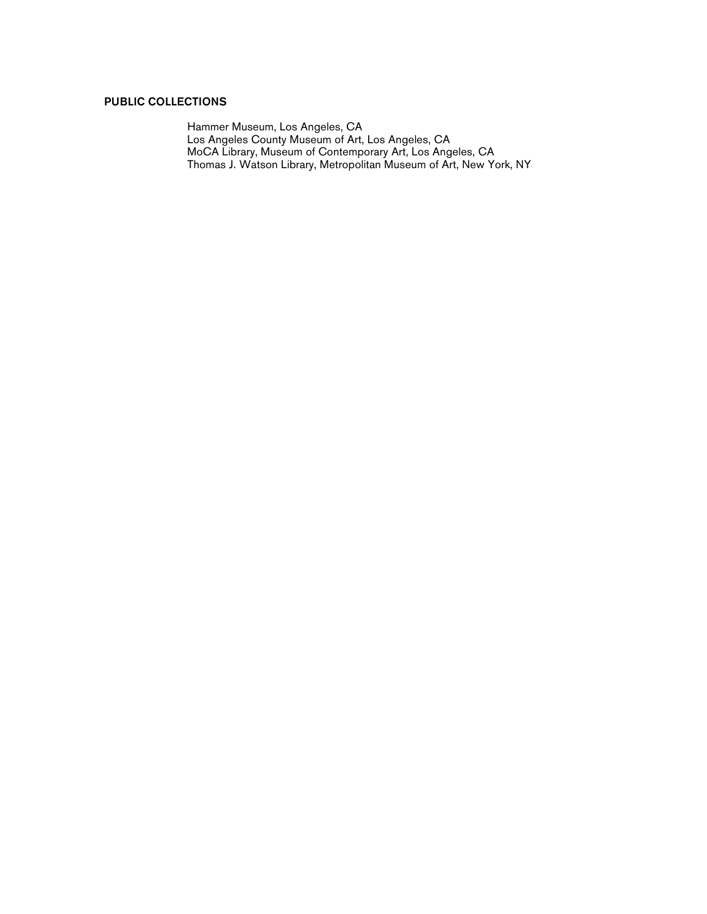## PUBLIC COLLECTIONS

Hammer Museum, Los Angeles, CA
Los Angeles County Museum of Art, Los Angeles, CA
MoCA Library, Museum of Contemporary Art, Los Angeles, CA
Thomas J. Watson Library, Metropolitan Museum of Art, New York, NY